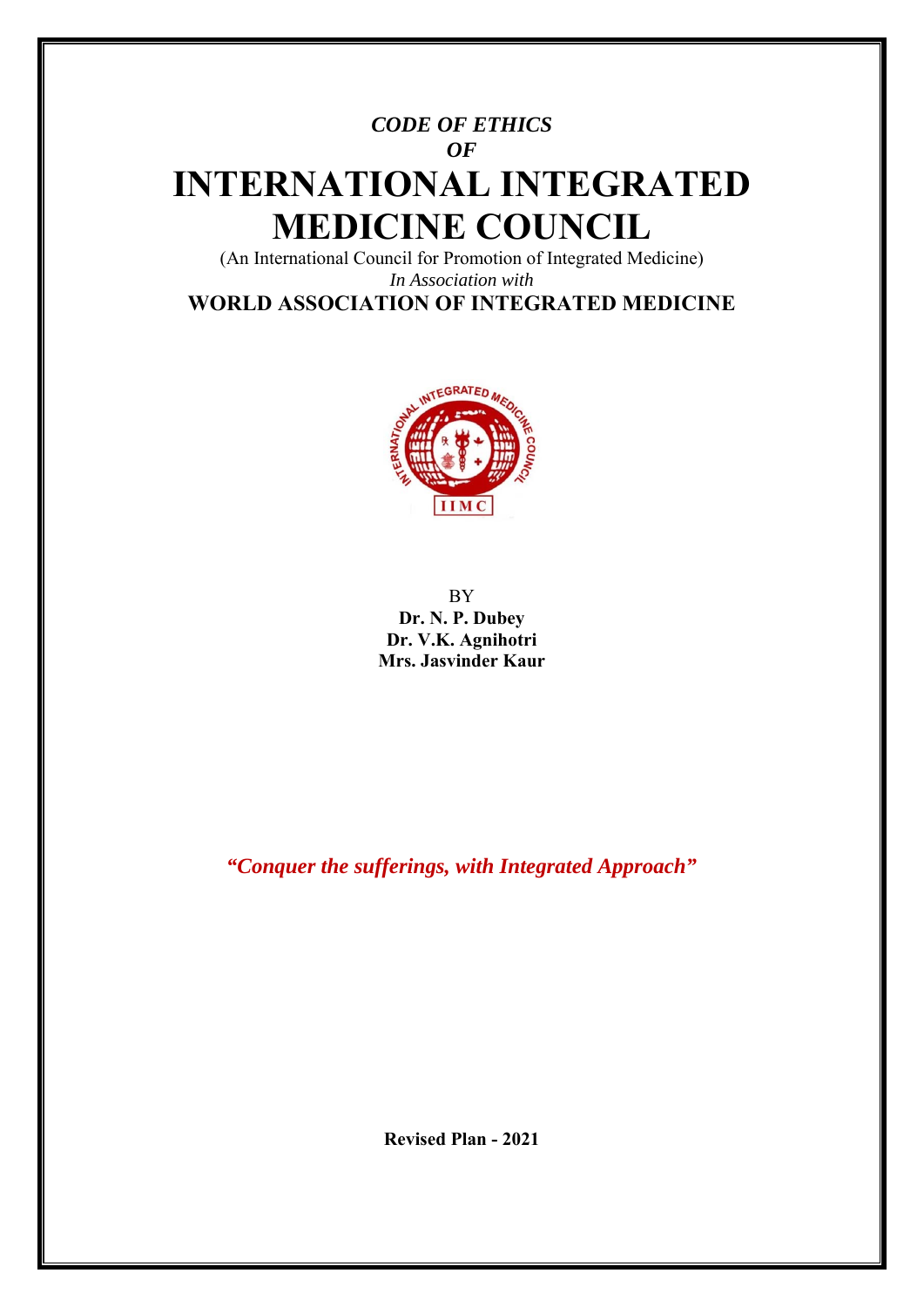*CODE OF ETHICS*

*OF*

# INTERNATIONAL INTEGRATED MEDICINE COUNCIL

(An International Council for Promotion of Integrated Medicine)

*In Association with*

**WORLD ASSOCIATION OF INTEGRATED MEDICINE**

BY

**Dr. N. P. Dubey**

**Dr. V.K. Agnihotri**

**Mrs. Jasvinder Kaur**

***"Conquer the sufferings, with Integrated Approach"***

**Revised Plan - 2021**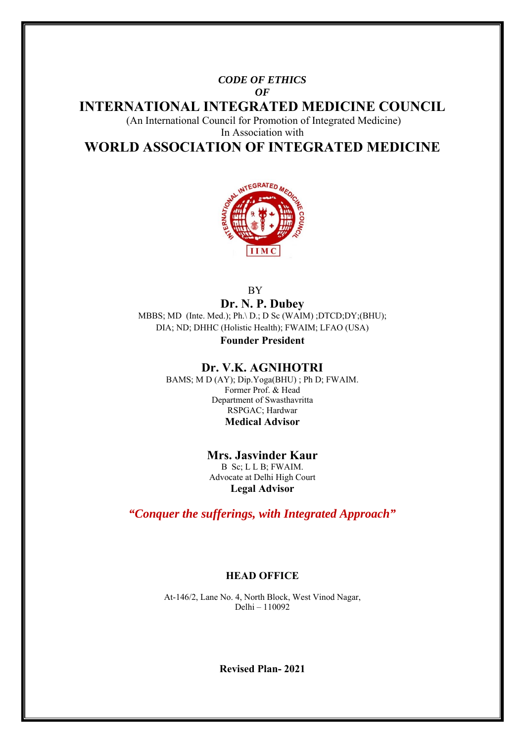***CODE OF ETHICS***
***OF***

# INTERNATIONAL INTEGRATED MEDICINE COUNCIL

(An International Council for Promotion of Integrated Medicine)
In Association with

# WORLD ASSOCIATION OF INTEGRATED MEDICINE

BY

## Dr. N. P. Dubey

MBBS; MD (Inte. Med.); Ph.\ D.; D Sc (WAIM) ;DTCD;DY;(BHU); DIA; ND; DHHC (Holistic Health); FWAIM; LFAO (USA)

**Founder President**

## Dr. V.K. AGNIHOTRI

BAMS; M D (AY); Dip.Yoga(BHU) ; Ph D; FWAIM.
Former Prof. & Head
Department of Swasthavritta
RSPGAC; Hardwar

**Medical Advisor**

## Mrs. Jasvinder Kaur

B Sc; L L B; FWAIM.
Advocate at Delhi High Court

**Legal Advisor**

***"Conquer the sufferings, with Integrated Approach"***

**HEAD OFFICE**

At-146/2, Lane No. 4, North Block, West Vinod Nagar,
Delhi – 110092

**Revised Plan- 2021**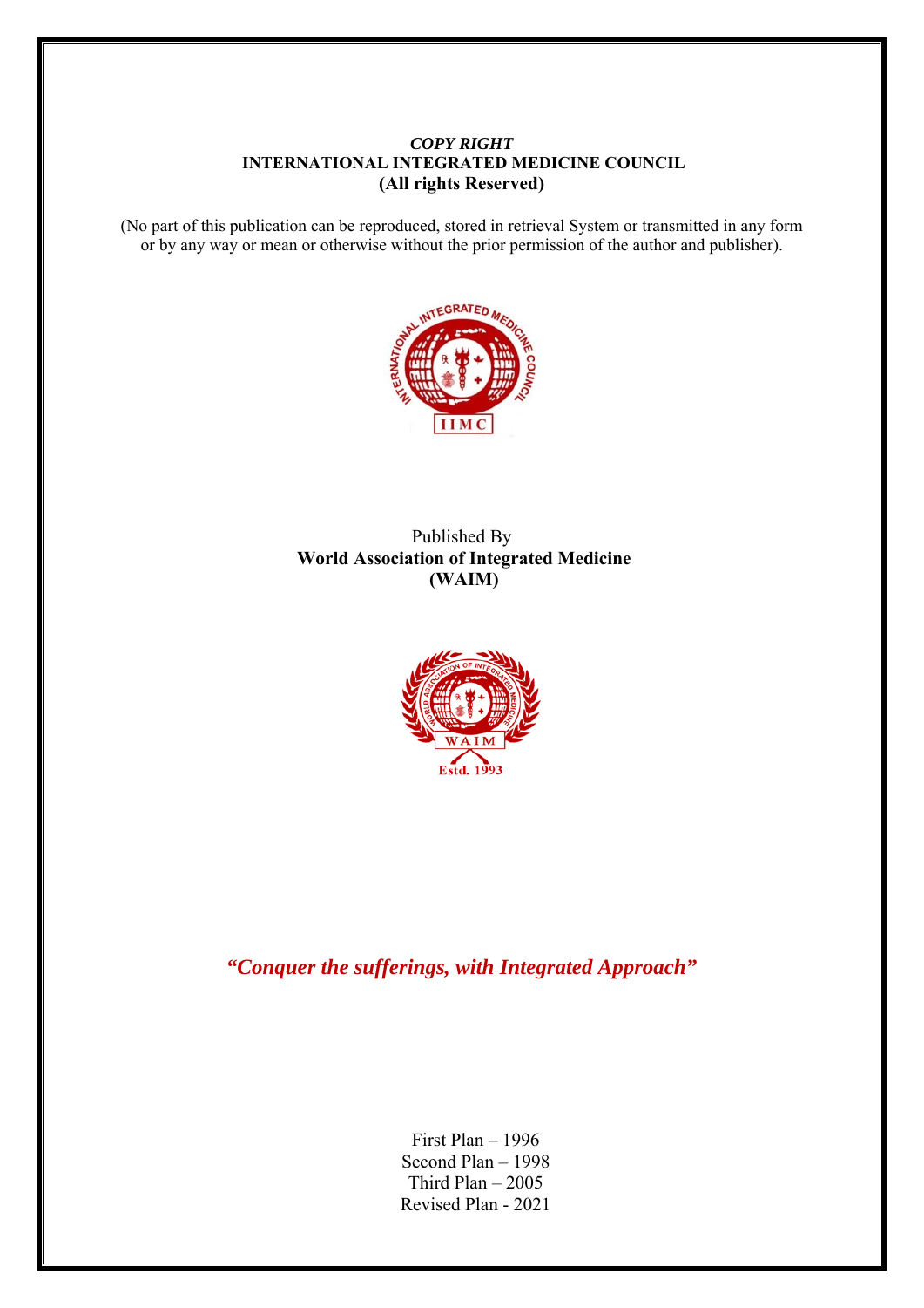***COPY RIGHT***
**INTERNATIONAL INTEGRATED MEDICINE COUNCIL**
**(All rights Reserved)**

(No part of this publication can be reproduced, stored in retrieval System or transmitted in any form or by any way or mean or otherwise without the prior permission of the author and publisher).

Published By
**World Association of Integrated Medicine**
**(WAIM)**

***"Conquer the sufferings, with Integrated Approach"***

First Plan – 1996
Second Plan – 1998
Third Plan – 2005
Revised Plan - 2021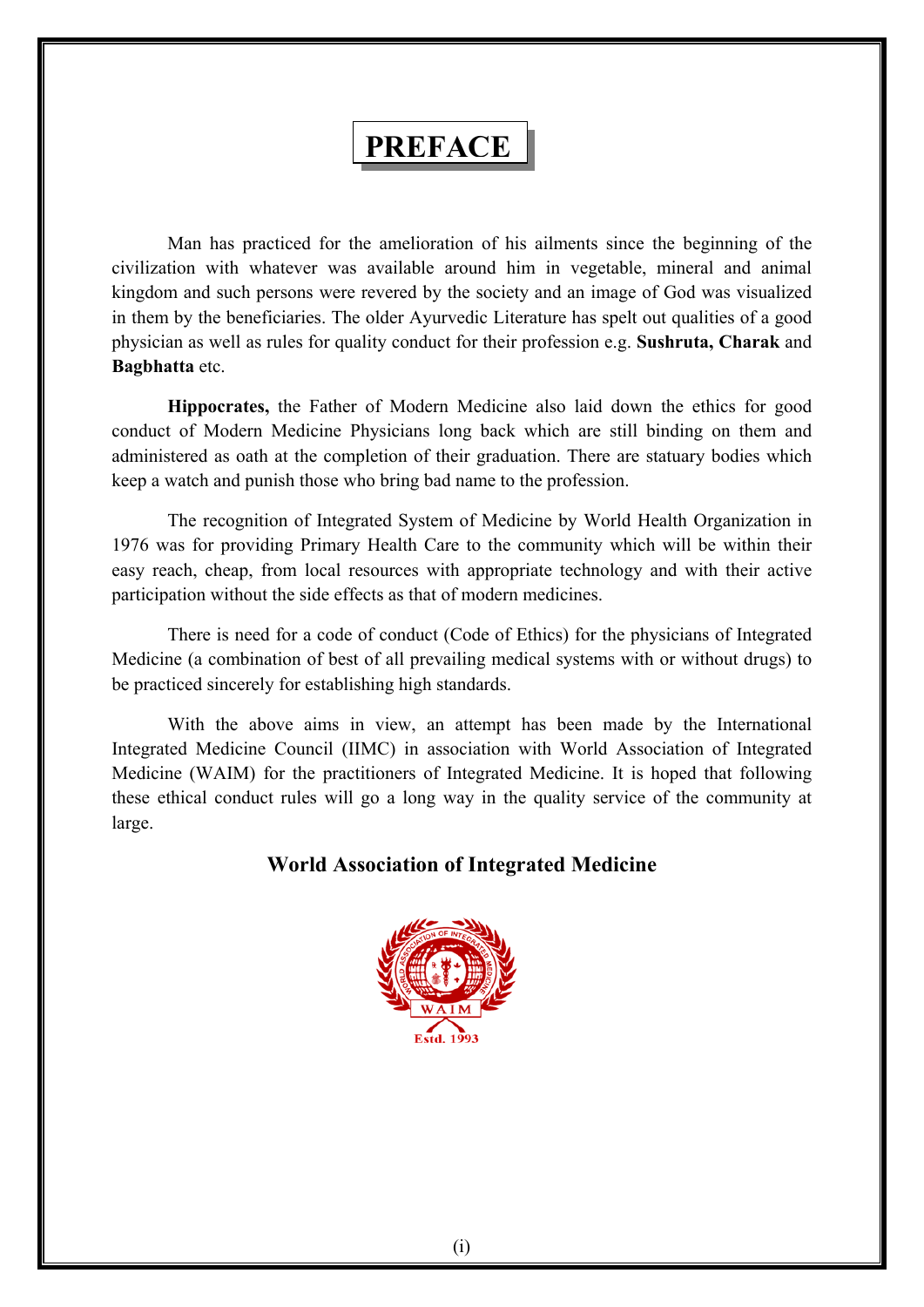# PREFACE

Man has practiced for the amelioration of his ailments since the beginning of the civilization with whatever was available around him in vegetable, mineral and animal kingdom and such persons were revered by the society and an image of God was visualized in them by the beneficiaries. The older Ayurvedic Literature has spelt out qualities of a good physician as well as rules for quality conduct for their profession e.g. **Sushruta, Charak** and **Bagbhatta** etc.

**Hippocrates,** the Father of Modern Medicine also laid down the ethics for good conduct of Modern Medicine Physicians long back which are still binding on them and administered as oath at the completion of their graduation. There are statuary bodies which keep a watch and punish those who bring bad name to the profession.

The recognition of Integrated System of Medicine by World Health Organization in 1976 was for providing Primary Health Care to the community which will be within their easy reach, cheap, from local resources with appropriate technology and with their active participation without the side effects as that of modern medicines.

There is need for a code of conduct (Code of Ethics) for the physicians of Integrated Medicine (a combination of best of all prevailing medical systems with or without drugs) to be practiced sincerely for establishing high standards.

With the above aims in view, an attempt has been made by the International Integrated Medicine Council (IIMC) in association with World Association of Integrated Medicine (WAIM) for the practitioners of Integrated Medicine. It is hoped that following these ethical conduct rules will go a long way in the quality service of the community at large.

**World Association of Integrated Medicine**

WAIM

Estd. 1993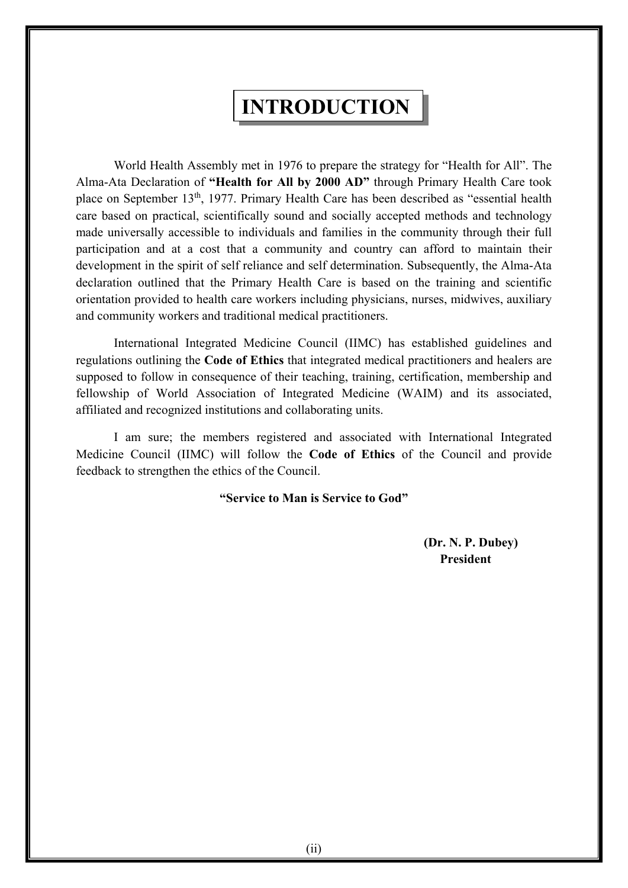# INTRODUCTION

World Health Assembly met in 1976 to prepare the strategy for "Health for All". The Alma-Ata Declaration of **"Health for All by 2000 AD"** through Primary Health Care took place on September 13th, 1977. Primary Health Care has been described as "essential health care based on practical, scientifically sound and socially accepted methods and technology made universally accessible to individuals and families in the community through their full participation and at a cost that a community and country can afford to maintain their development in the spirit of self reliance and self determination. Subsequently, the Alma-Ata declaration outlined that the Primary Health Care is based on the training and scientific orientation provided to health care workers including physicians, nurses, midwives, auxiliary and community workers and traditional medical practitioners.

International Integrated Medicine Council (IIMC) has established guidelines and regulations outlining the **Code of Ethics** that integrated medical practitioners and healers are supposed to follow in consequence of their teaching, training, certification, membership and fellowship of World Association of Integrated Medicine (WAIM) and its associated, affiliated and recognized institutions and collaborating units.

I am sure; the members registered and associated with International Integrated Medicine Council (IIMC) will follow the **Code of Ethics** of the Council and provide feedback to strengthen the ethics of the Council.

**"Service to Man is Service to God"**

**(Dr. N. P. Dubey)**
**President**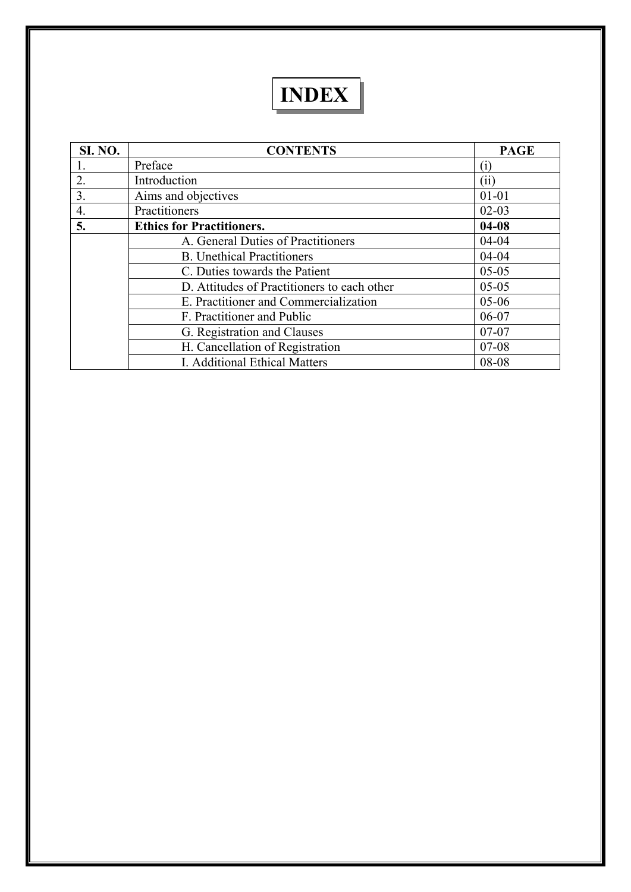# INDEX

| SI. NO. | CONTENTS | PAGE |
|---|---|---|
| 1. | Preface | (i) |
| 2. | Introduction | (ii) |
| 3. | Aims and objectives | 01-01 |
| 4. | Practitioners | 02-03 |
| **5.** | **Ethics for Practitioners.** | **04-08** |
| | A. General Duties of Practitioners | 04-04 |
| | B. Unethical Practitioners | 04-04 |
| | C. Duties towards the Patient | 05-05 |
| | D. Attitudes of Practitioners to each other | 05-05 |
| | E. Practitioner and Commercialization | 05-06 |
| | F. Practitioner and Public | 06-07 |
| | G. Registration and Clauses | 07-07 |
| | H. Cancellation of Registration | 07-08 |
| | I. Additional Ethical Matters | 08-08 |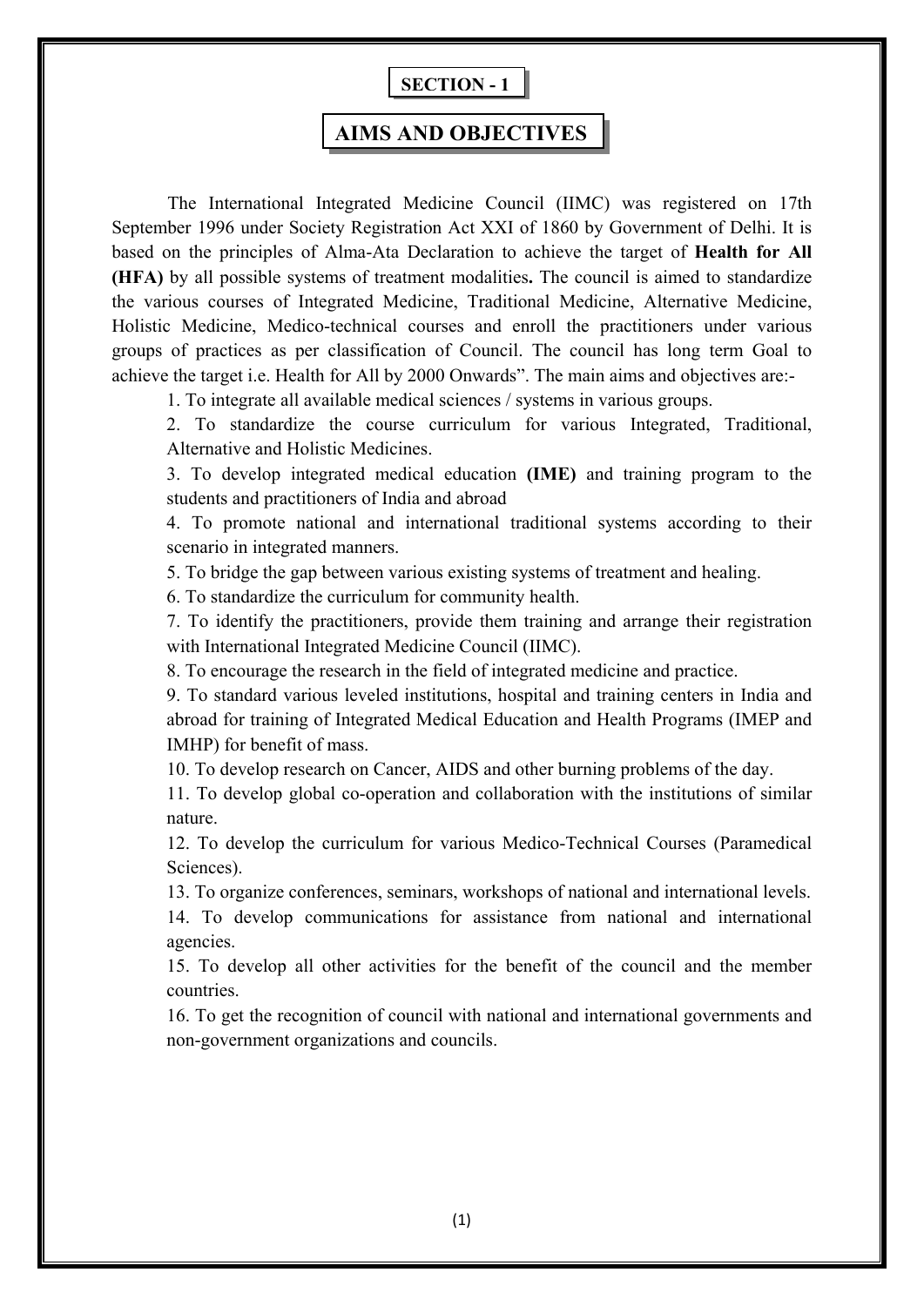**SECTION - 1**

# AIMS AND OBJECTIVES

The International Integrated Medicine Council (IIMC) was registered on 17th September 1996 under Society Registration Act XXI of 1860 by Government of Delhi. It is based on the principles of Alma-Ata Declaration to achieve the target of **Health for All (HFA)** by all possible systems of treatment modalities**.** The council is aimed to standardize the various courses of Integrated Medicine, Traditional Medicine, Alternative Medicine, Holistic Medicine, Medico-technical courses and enroll the practitioners under various groups of practices as per classification of Council. The council has long term Goal to achieve the target i.e. Health for All by 2000 Onwards". The main aims and objectives are:-

1. To integrate all available medical sciences / systems in various groups.
2. To standardize the course curriculum for various Integrated, Traditional, Alternative and Holistic Medicines.
3. To develop integrated medical education **(IME)** and training program to the students and practitioners of India and abroad
4. To promote national and international traditional systems according to their scenario in integrated manners.
5. To bridge the gap between various existing systems of treatment and healing.
6. To standardize the curriculum for community health.
7. To identify the practitioners, provide them training and arrange their registration with International Integrated Medicine Council (IIMC).
8. To encourage the research in the field of integrated medicine and practice.
9. To standard various leveled institutions, hospital and training centers in India and abroad for training of Integrated Medical Education and Health Programs (IMEP and IMHP) for benefit of mass.
10. To develop research on Cancer, AIDS and other burning problems of the day.
11. To develop global co-operation and collaboration with the institutions of similar nature.
12. To develop the curriculum for various Medico-Technical Courses (Paramedical Sciences).
13. To organize conferences, seminars, workshops of national and international levels.
14. To develop communications for assistance from national and international agencies.
15. To develop all other activities for the benefit of the council and the member countries.
16. To get the recognition of council with national and international governments and non-government organizations and councils.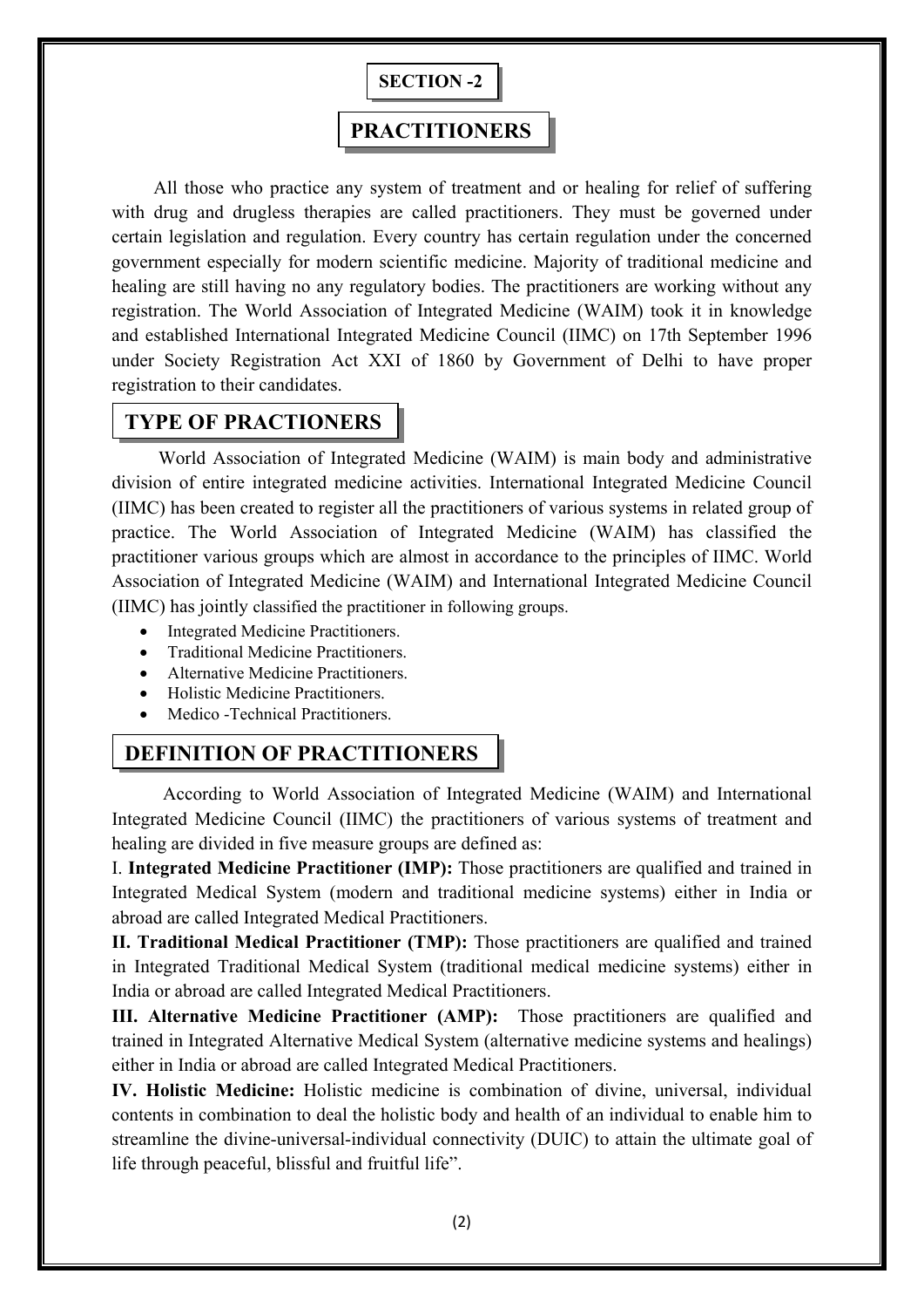## SECTION -2

## PRACTITIONERS

All those who practice any system of treatment and or healing for relief of suffering with drug and drugless therapies are called practitioners. They must be governed under certain legislation and regulation. Every country has certain regulation under the concerned government especially for modern scientific medicine. Majority of traditional medicine and healing are still having no any regulatory bodies. The practitioners are working without any registration. The World Association of Integrated Medicine (WAIM) took it in knowledge and established International Integrated Medicine Council (IIMC) on 17th September 1996 under Society Registration Act XXI of 1860 by Government of Delhi to have proper registration to their candidates.

### TYPE OF PRACTIONERS

World Association of Integrated Medicine (WAIM) is main body and administrative division of entire integrated medicine activities. International Integrated Medicine Council (IIMC) has been created to register all the practitioners of various systems in related group of practice. The World Association of Integrated Medicine (WAIM) has classified the practitioner various groups which are almost in accordance to the principles of IIMC. World Association of Integrated Medicine (WAIM) and International Integrated Medicine Council (IIMC) has jointly classified the practitioner in following groups.

- Integrated Medicine Practitioners.
- Traditional Medicine Practitioners.
- Alternative Medicine Practitioners.
- Holistic Medicine Practitioners.
- Medico -Technical Practitioners.

### DEFINITION OF PRACTITIONERS

According to World Association of Integrated Medicine (WAIM) and International Integrated Medicine Council (IIMC) the practitioners of various systems of treatment and healing are divided in five measure groups are defined as:

I. **Integrated Medicine Practitioner (IMP):** Those practitioners are qualified and trained in Integrated Medical System (modern and traditional medicine systems) either in India or abroad are called Integrated Medical Practitioners.

**II. Traditional Medical Practitioner (TMP):** Those practitioners are qualified and trained in Integrated Traditional Medical System (traditional medical medicine systems) either in India or abroad are called Integrated Medical Practitioners.

**III. Alternative Medicine Practitioner (AMP):** Those practitioners are qualified and trained in Integrated Alternative Medical System (alternative medicine systems and healings) either in India or abroad are called Integrated Medical Practitioners.

**IV. Holistic Medicine:** Holistic medicine is combination of divine, universal, individual contents in combination to deal the holistic body and health of an individual to enable him to streamline the divine-universal-individual connectivity (DUIC) to attain the ultimate goal of life through peaceful, blissful and fruitful life".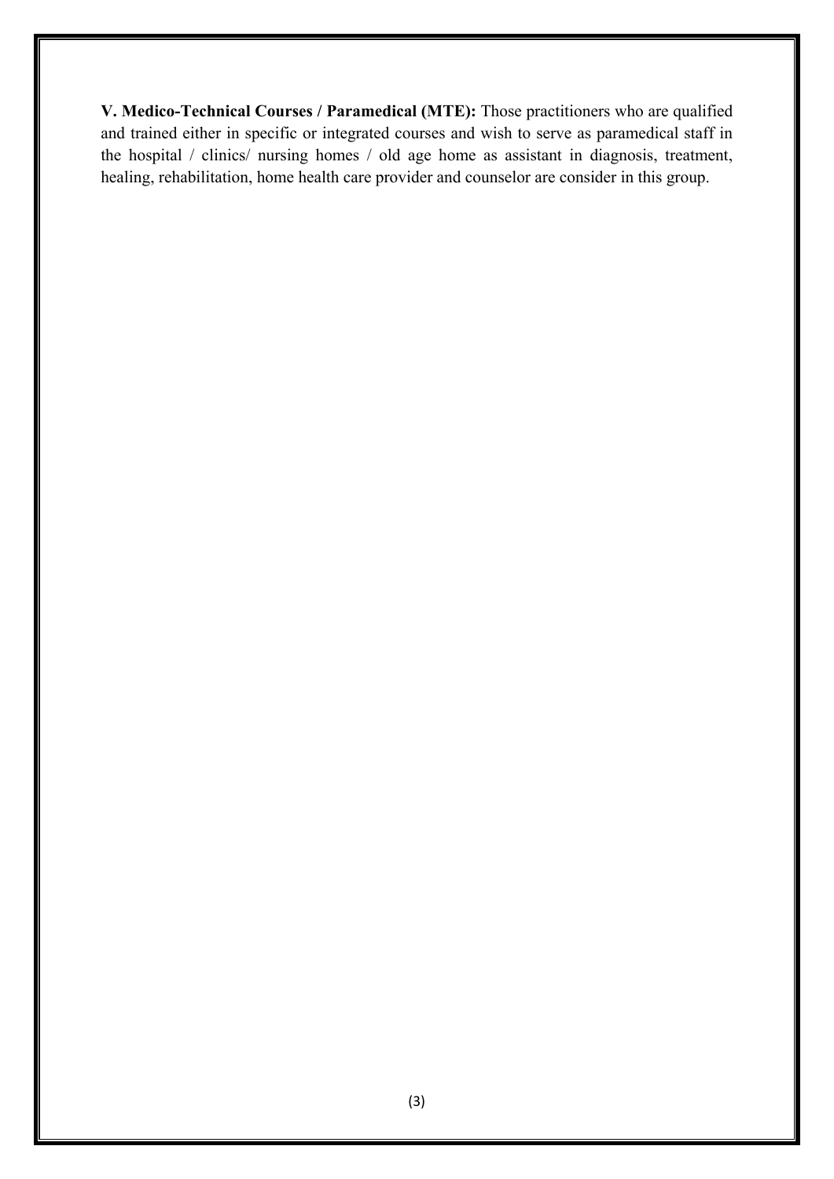**V. Medico-Technical Courses / Paramedical (MTE):** Those practitioners who are qualified and trained either in specific or integrated courses and wish to serve as paramedical staff in the hospital / clinics/ nursing homes / old age home as assistant in diagnosis, treatment, healing, rehabilitation, home health care provider and counselor are consider in this group.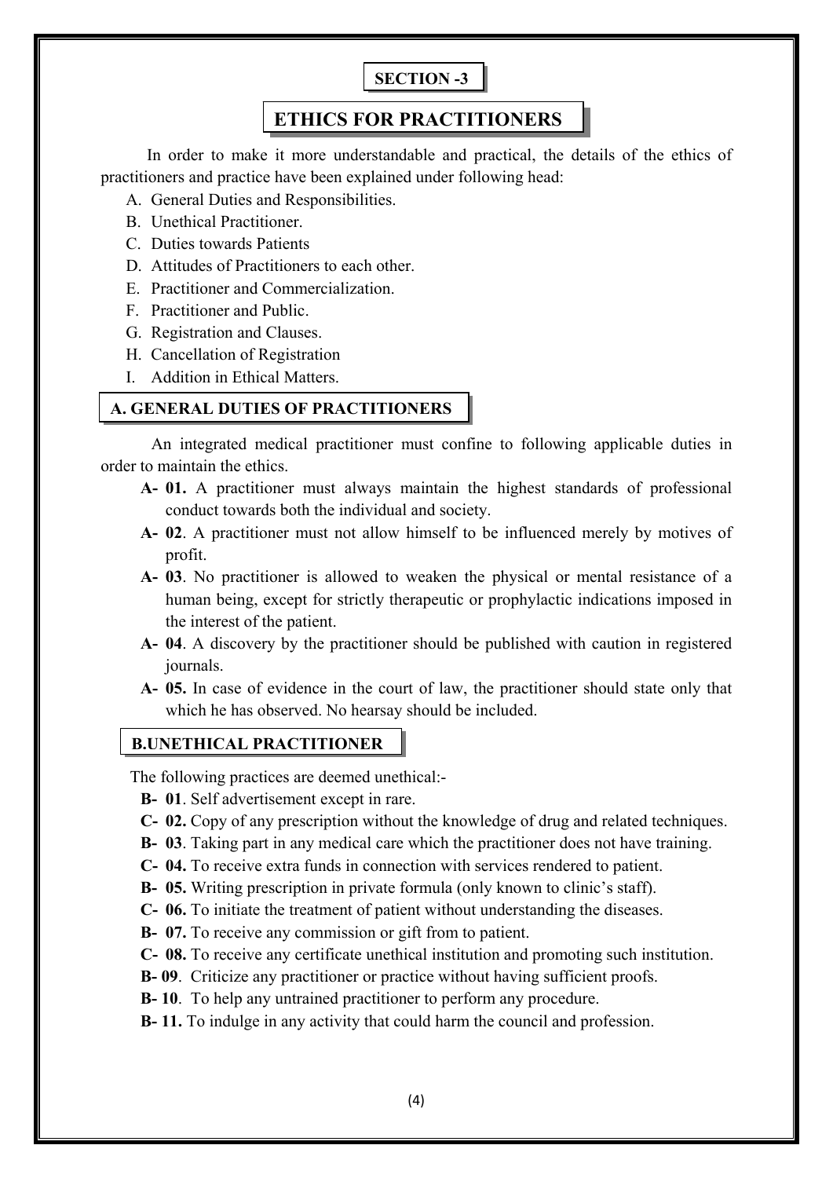## SECTION -3

## ETHICS FOR PRACTITIONERS

In order to make it more understandable and practical, the details of the ethics of practitioners and practice have been explained under following head:

A. General Duties and Responsibilities.
B. Unethical Practitioner.
C. Duties towards Patients
D. Attitudes of Practitioners to each other.
E. Practitioner and Commercialization.
F. Practitioner and Public.
G. Registration and Clauses.
H. Cancellation of Registration
I. Addition in Ethical Matters.

### A. GENERAL DUTIES OF PRACTITIONERS

An integrated medical practitioner must confine to following applicable duties in order to maintain the ethics.

- **A- 01.** A practitioner must always maintain the highest standards of professional conduct towards both the individual and society.
- **A- 02**. A practitioner must not allow himself to be influenced merely by motives of profit.
- **A- 03**. No practitioner is allowed to weaken the physical or mental resistance of a human being, except for strictly therapeutic or prophylactic indications imposed in the interest of the patient.
- **A- 04**. A discovery by the practitioner should be published with caution in registered journals.
- **A- 05.** In case of evidence in the court of law, the practitioner should state only that which he has observed. No hearsay should be included.

### B.UNETHICAL PRACTITIONER

The following practices are deemed unethical:-

- **B- 01**. Self advertisement except in rare.
- **C- 02.** Copy of any prescription without the knowledge of drug and related techniques.
- **B- 03**. Taking part in any medical care which the practitioner does not have training.
- **C- 04.** To receive extra funds in connection with services rendered to patient.
- **B- 05.** Writing prescription in private formula (only known to clinic's staff).
- **C- 06.** To initiate the treatment of patient without understanding the diseases.
- **B- 07.** To receive any commission or gift from to patient.
- **C- 08.** To receive any certificate unethical institution and promoting such institution.
- **B- 09**. Criticize any practitioner or practice without having sufficient proofs.
- **B- 10**. To help any untrained practitioner to perform any procedure.
- **B- 11.** To indulge in any activity that could harm the council and profession.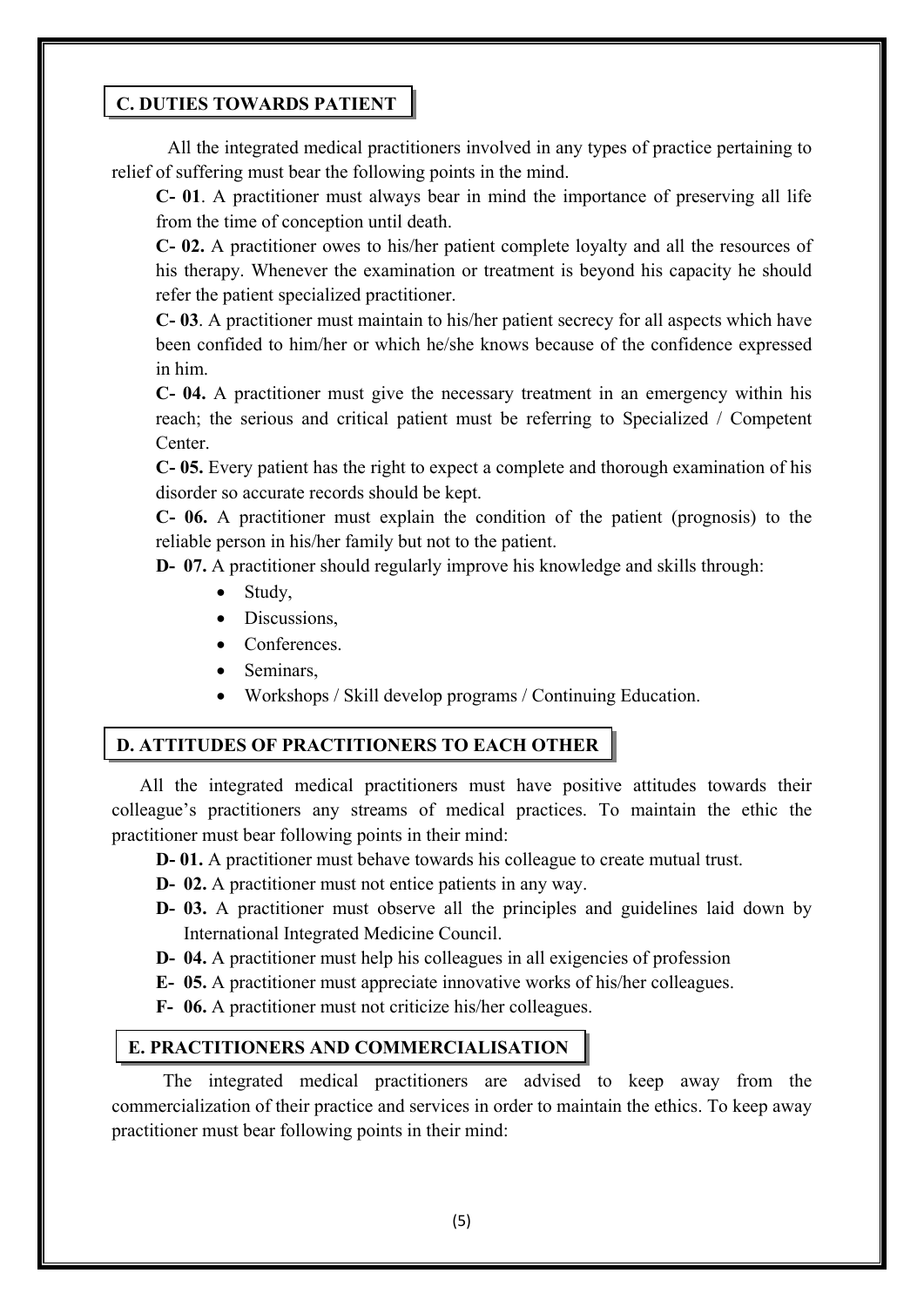## C. DUTIES TOWARDS PATIENT

All the integrated medical practitioners involved in any types of practice pertaining to relief of suffering must bear the following points in the mind.

**C- 01**. A practitioner must always bear in mind the importance of preserving all life from the time of conception until death.

**C- 02.** A practitioner owes to his/her patient complete loyalty and all the resources of his therapy. Whenever the examination or treatment is beyond his capacity he should refer the patient specialized practitioner.

**C- 03**. A practitioner must maintain to his/her patient secrecy for all aspects which have been confided to him/her or which he/she knows because of the confidence expressed in him.

**C- 04.** A practitioner must give the necessary treatment in an emergency within his reach; the serious and critical patient must be referring to Specialized / Competent Center.

**C- 05.** Every patient has the right to expect a complete and thorough examination of his disorder so accurate records should be kept.

**C- 06.** A practitioner must explain the condition of the patient (prognosis) to the reliable person in his/her family but not to the patient.

**D- 07.** A practitioner should regularly improve his knowledge and skills through:

- Study,
- Discussions,
- Conferences.
- Seminars,
- Workshops / Skill develop programs / Continuing Education.

## D. ATTITUDES OF PRACTITIONERS TO EACH OTHER

All the integrated medical practitioners must have positive attitudes towards their colleague's practitioners any streams of medical practices. To maintain the ethic the practitioner must bear following points in their mind:

**D- 01.** A practitioner must behave towards his colleague to create mutual trust.

**D- 02.** A practitioner must not entice patients in any way.

**D- 03.** A practitioner must observe all the principles and guidelines laid down by International Integrated Medicine Council.

**D- 04.** A practitioner must help his colleagues in all exigencies of profession

**E- 05.** A practitioner must appreciate innovative works of his/her colleagues.

**F- 06.** A practitioner must not criticize his/her colleagues.

## E. PRACTITIONERS AND COMMERCIALISATION

The integrated medical practitioners are advised to keep away from the commercialization of their practice and services in order to maintain the ethics. To keep away practitioner must bear following points in their mind: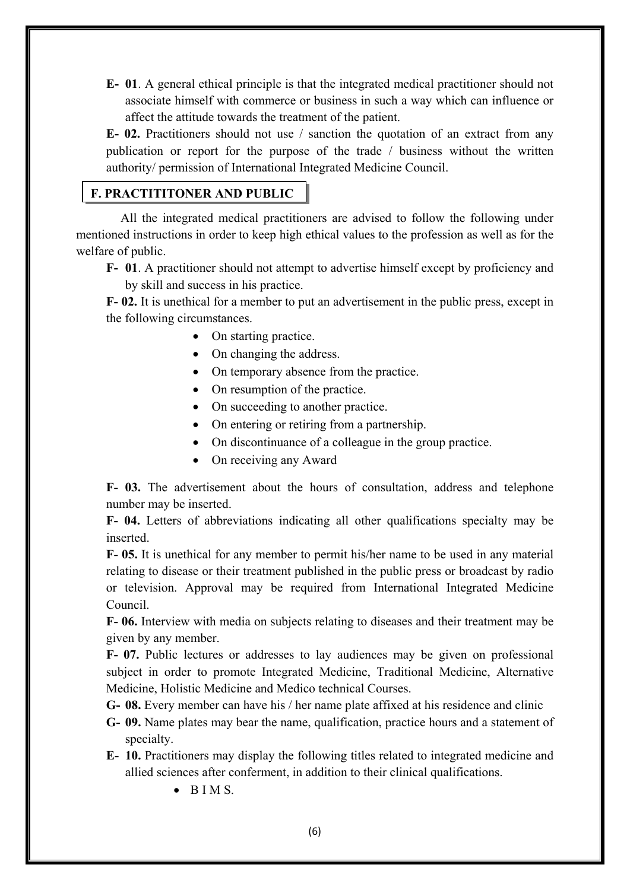**E- 01**. A general ethical principle is that the integrated medical practitioner should not associate himself with commerce or business in such a way which can influence or affect the attitude towards the treatment of the patient.

**E- 02.** Practitioners should not use / sanction the quotation of an extract from any publication or report for the purpose of the trade / business without the written authority/ permission of International Integrated Medicine Council.

## F. PRACTITITONER AND PUBLIC

All the integrated medical practitioners are advised to follow the following under mentioned instructions in order to keep high ethical values to the profession as well as for the welfare of public.

**F- 01**. A practitioner should not attempt to advertise himself except by proficiency and by skill and success in his practice.

**F- 02.** It is unethical for a member to put an advertisement in the public press, except in the following circumstances.

- On starting practice.
- On changing the address.
- On temporary absence from the practice.
- On resumption of the practice.
- On succeeding to another practice.
- On entering or retiring from a partnership.
- On discontinuance of a colleague in the group practice.
- On receiving any Award

**F- 03.** The advertisement about the hours of consultation, address and telephone number may be inserted.

**F- 04.** Letters of abbreviations indicating all other qualifications specialty may be inserted.

**F- 05.** It is unethical for any member to permit his/her name to be used in any material relating to disease or their treatment published in the public press or broadcast by radio or television. Approval may be required from International Integrated Medicine Council.

**F- 06.** Interview with media on subjects relating to diseases and their treatment may be given by any member.

**F- 07.** Public lectures or addresses to lay audiences may be given on professional subject in order to promote Integrated Medicine, Traditional Medicine, Alternative Medicine, Holistic Medicine and Medico technical Courses.

**G- 08.** Every member can have his / her name plate affixed at his residence and clinic

**G- 09.** Name plates may bear the name, qualification, practice hours and a statement of specialty.

**E- 10.** Practitioners may display the following titles related to integrated medicine and allied sciences after conferment, in addition to their clinical qualifications.

- B I M S.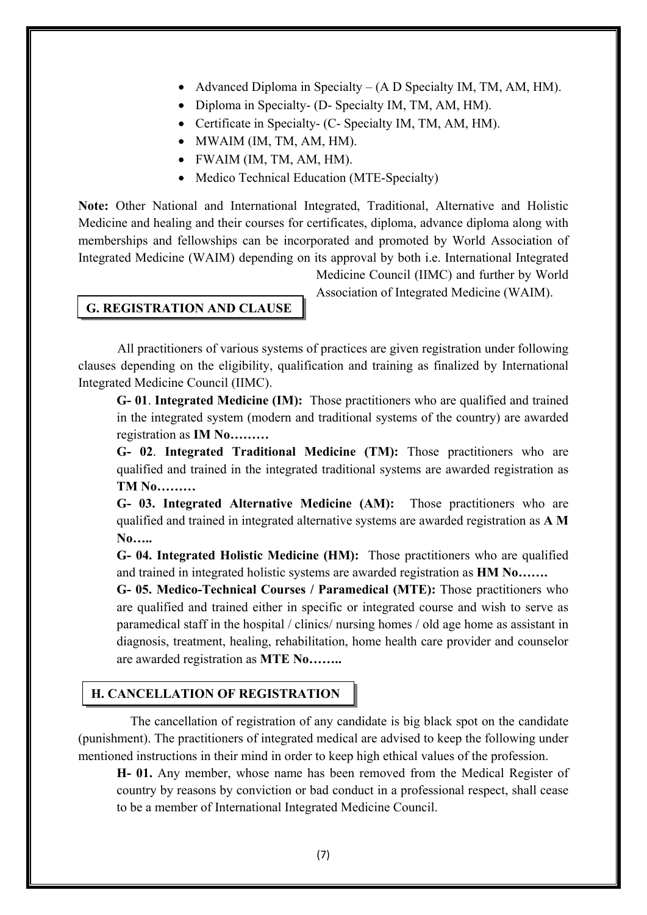- Advanced Diploma in Specialty – (A D Specialty IM, TM, AM, HM).
- Diploma in Specialty- (D- Specialty IM, TM, AM, HM).
- Certificate in Specialty- (C- Specialty IM, TM, AM, HM).
- MWAIM (IM, TM, AM, HM).
- FWAIM (IM, TM, AM, HM).
- Medico Technical Education (MTE-Specialty)

**Note:** Other National and International Integrated, Traditional, Alternative and Holistic Medicine and healing and their courses for certificates, diploma, advance diploma along with memberships and fellowships can be incorporated and promoted by World Association of Integrated Medicine (WAIM) depending on its approval by both i.e. International Integrated Medicine Council (IIMC) and further by World Association of Integrated Medicine (WAIM).

## G. REGISTRATION AND CLAUSE

All practitioners of various systems of practices are given registration under following clauses depending on the eligibility, qualification and training as finalized by International Integrated Medicine Council (IIMC).

**G- 01**. **Integrated Medicine (IM):** Those practitioners who are qualified and trained in the integrated system (modern and traditional systems of the country) are awarded registration as **IM No………**

**G- 02**. **Integrated Traditional Medicine (TM):** Those practitioners who are qualified and trained in the integrated traditional systems are awarded registration as **TM No………**

**G- 03. Integrated Alternative Medicine (AM):** Those practitioners who are qualified and trained in integrated alternative systems are awarded registration as **A M No…..**

**G- 04. Integrated Holistic Medicine (HM):** Those practitioners who are qualified and trained in integrated holistic systems are awarded registration as **HM No…….**

**G- 05. Medico-Technical Courses / Paramedical (MTE):** Those practitioners who are qualified and trained either in specific or integrated course and wish to serve as paramedical staff in the hospital / clinics/ nursing homes / old age home as assistant in diagnosis, treatment, healing, rehabilitation, home health care provider and counselor are awarded registration as **MTE No……..**

## H. CANCELLATION OF REGISTRATION

The cancellation of registration of any candidate is big black spot on the candidate (punishment). The practitioners of integrated medical are advised to keep the following under mentioned instructions in their mind in order to keep high ethical values of the profession.

**H- 01.** Any member, whose name has been removed from the Medical Register of country by reasons by conviction or bad conduct in a professional respect, shall cease to be a member of International Integrated Medicine Council.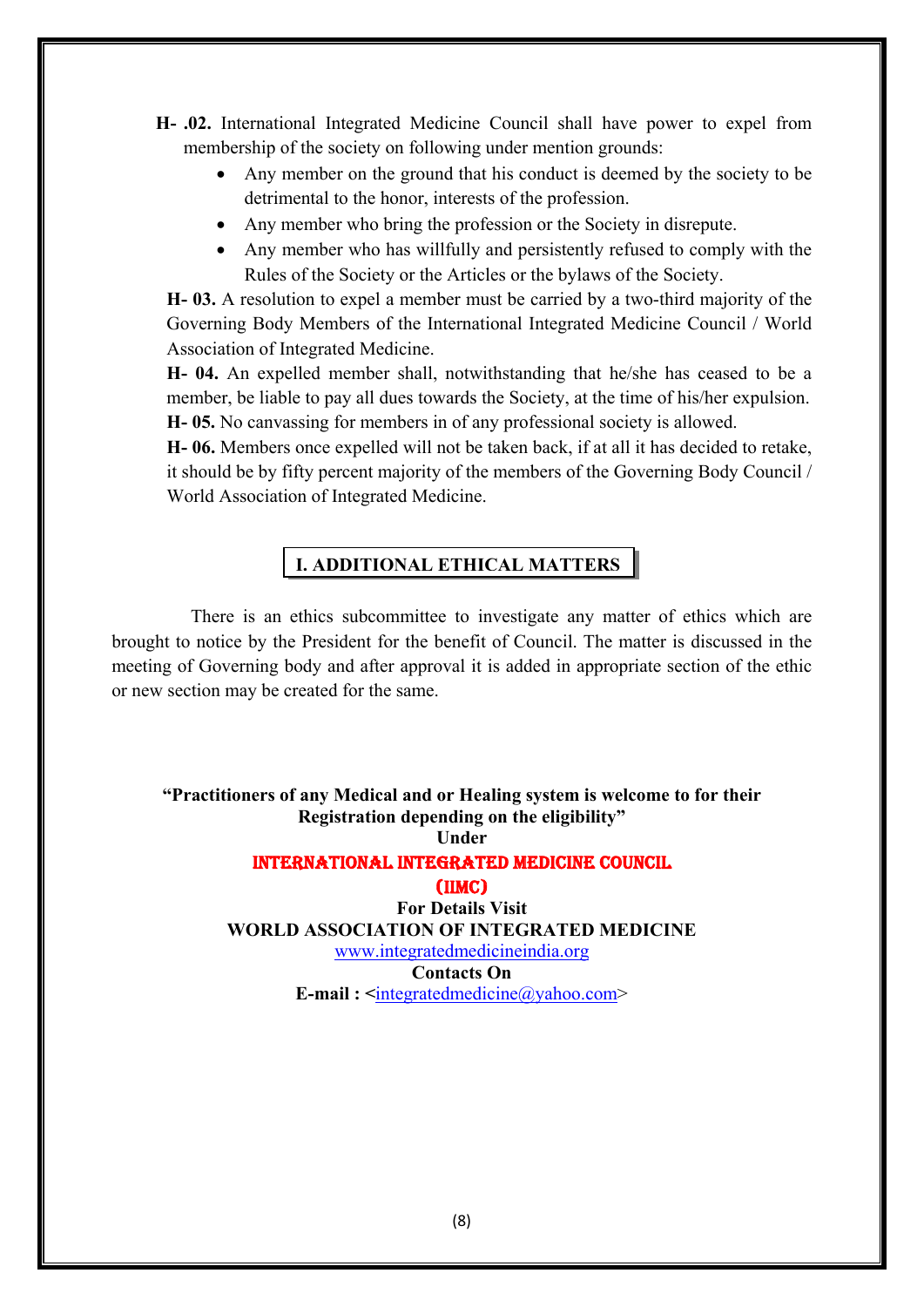**H- .02.** International Integrated Medicine Council shall have power to expel from membership of the society on following under mention grounds:

- Any member on the ground that his conduct is deemed by the society to be detrimental to the honor, interests of the profession.
- Any member who bring the profession or the Society in disrepute.
- Any member who has willfully and persistently refused to comply with the Rules of the Society or the Articles or the bylaws of the Society.

**H- 03.** A resolution to expel a member must be carried by a two-third majority of the Governing Body Members of the International Integrated Medicine Council / World Association of Integrated Medicine.

**H- 04.** An expelled member shall, notwithstanding that he/she has ceased to be a member, be liable to pay all dues towards the Society, at the time of his/her expulsion.

**H- 05.** No canvassing for members in of any professional society is allowed.

**H- 06.** Members once expelled will not be taken back, if at all it has decided to retake, it should be by fifty percent majority of the members of the Governing Body Council / World Association of Integrated Medicine.

## I. ADDITIONAL ETHICAL MATTERS

There is an ethics subcommittee to investigate any matter of ethics which are brought to notice by the President for the benefit of Council. The matter is discussed in the meeting of Governing body and after approval it is added in appropriate section of the ethic or new section may be created for the same.

**"Practitioners of any Medical and or Healing system is welcome to for their Registration depending on the eligibility"**

**Under**

**INTERNATIONAL INTEGRATED MEDICINE COUNCIL**

**(IIMC)**

**For Details Visit**

**WORLD ASSOCIATION OF INTEGRATED MEDICINE**

www.integratedmedicineindia.org

**Contacts On**

**E-mail : <**integratedmedicine@yahoo.com>